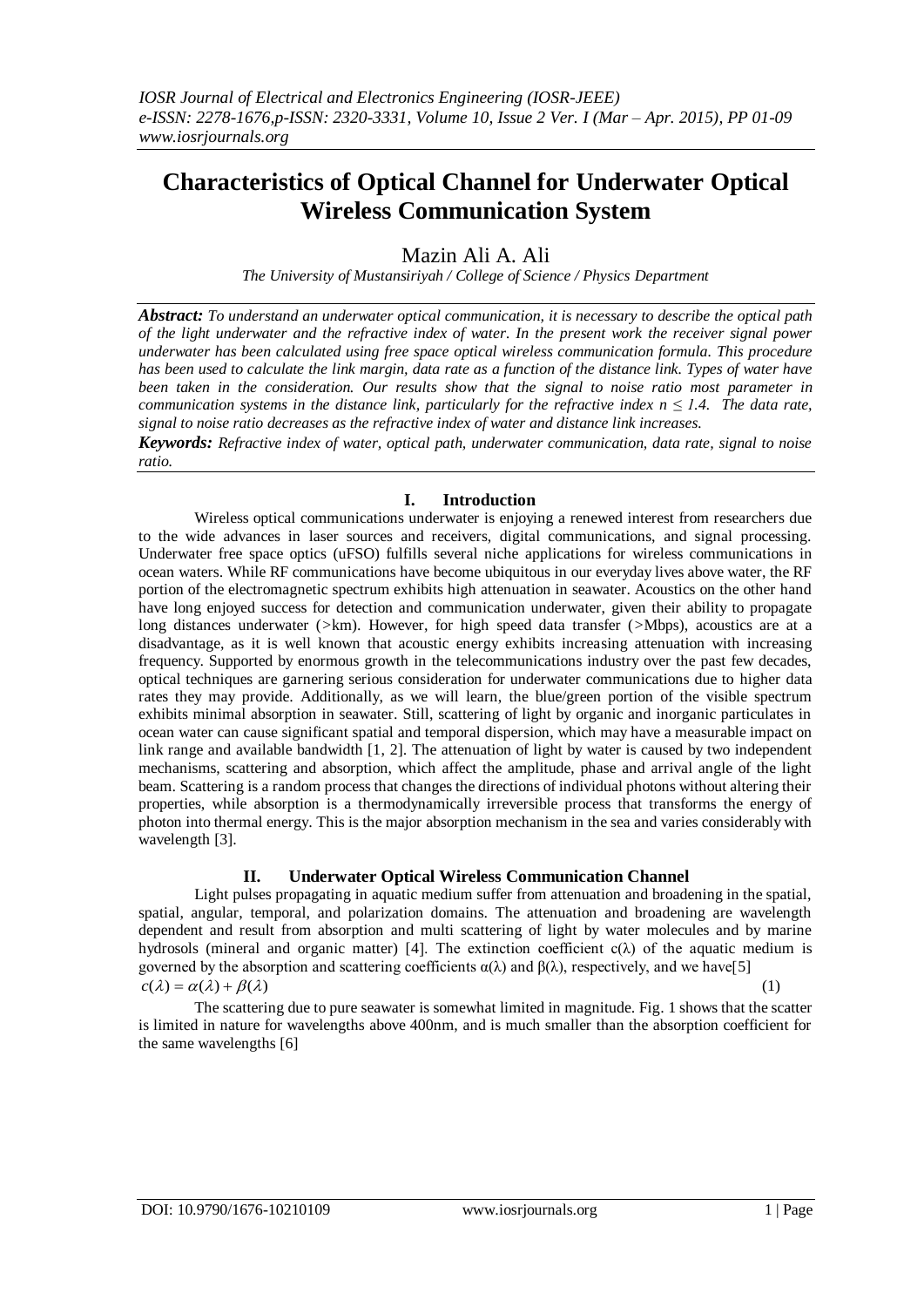# Characteristics of Optical Channel for Underwater Optical Wireless Communication System

Mazin Ali A. Ali

*The University of Mustansiriyah / College of Science / Physics Department*

***Abstract:*** *To understand an underwater optical communication, it is necessary to describe the optical path of the light underwater and the refractive index of water. In the present work the receiver signal power underwater has been calculated using free space optical wireless communication formula. This procedure has been used to calculate the link margin, data rate as a function of the distance link. Types of water have been taken in the consideration. Our results show that the signal to noise ratio most parameter in communication systems in the distance link, particularly for the refractive index $n \leq 1.4$. The data rate, signal to noise ratio decreases as the refractive index of water and distance link increases.*

***Keywords:*** *Refractive index of water, optical path, underwater communication, data rate, signal to noise ratio.*

## I. Introduction

Wireless optical communications underwater is enjoying a renewed interest from researchers due to the wide advances in laser sources and receivers, digital communications, and signal processing. Underwater free space optics (uFSO) fulfills several niche applications for wireless communications in ocean waters. While RF communications have become ubiquitous in our everyday lives above water, the RF portion of the electromagnetic spectrum exhibits high attenuation in seawater. Acoustics on the other hand have long enjoyed success for detection and communication underwater, given their ability to propagate long distances underwater (>km). However, for high speed data transfer (>Mbps), acoustics are at a disadvantage, as it is well known that acoustic energy exhibits increasing attenuation with increasing frequency. Supported by enormous growth in the telecommunications industry over the past few decades, optical techniques are garnering serious consideration for underwater communications due to higher data rates they may provide. Additionally, as we will learn, the blue/green portion of the visible spectrum exhibits minimal absorption in seawater. Still, scattering of light by organic and inorganic particulates in ocean water can cause significant spatial and temporal dispersion, which may have a measurable impact on link range and available bandwidth [1, 2]. The attenuation of light by water is caused by two independent mechanisms, scattering and absorption, which affect the amplitude, phase and arrival angle of the light beam. Scattering is a random process that changes the directions of individual photons without altering their properties, while absorption is a thermodynamically irreversible process that transforms the energy of photon into thermal energy. This is the major absorption mechanism in the sea and varies considerably with wavelength [3].

## II. Underwater Optical Wireless Communication Channel

Light pulses propagating in aquatic medium suffer from attenuation and broadening in the spatial, spatial, angular, temporal, and polarization domains. The attenuation and broadening are wavelength dependent and result from absorption and multi scattering of light by water molecules and by marine hydrosols (mineral and organic matter) [4]. The extinction coefficient $c(\lambda)$ of the aquatic medium is governed by the absorption and scattering coefficients $\alpha(\lambda)$ and $\beta(\lambda)$, respectively, and we have[5]

$$c(\lambda) = \alpha(\lambda) + \beta(\lambda) \tag{1}$$

The scattering due to pure seawater is somewhat limited in magnitude. Fig. 1 shows that the scatter is limited in nature for wavelengths above 400nm, and is much smaller than the absorption coefficient for the same wavelengths [6]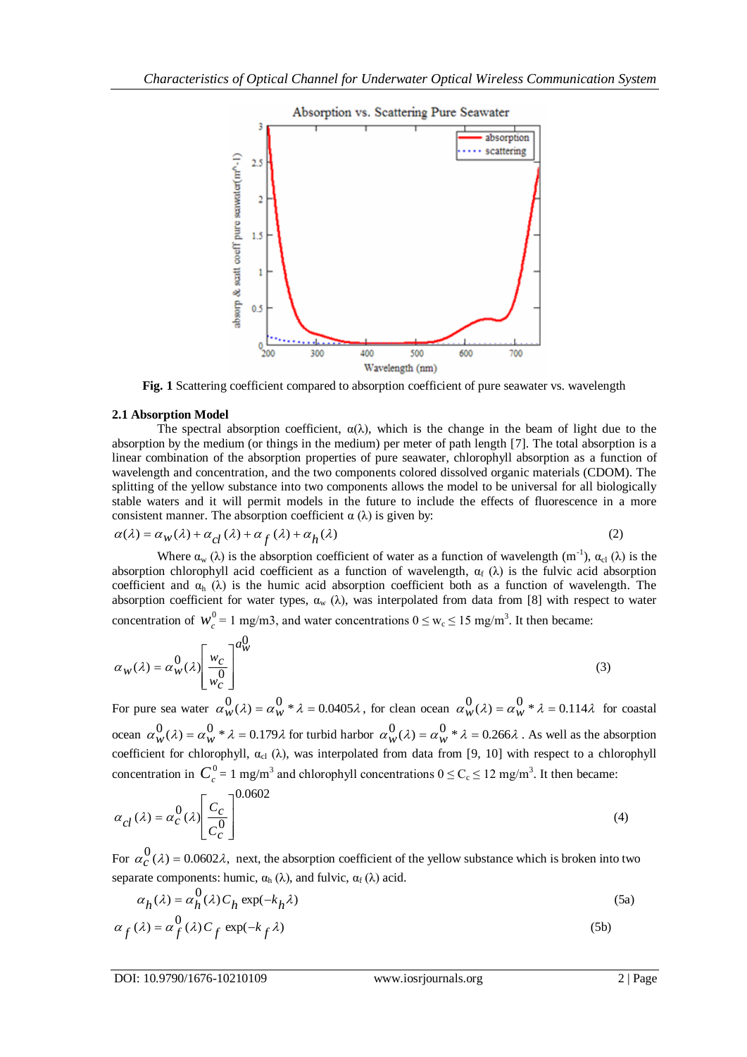**Fig. 1** Scattering coefficient compared to absorption coefficient of pure seawater vs. wavelength

### 2.1 Absorption Model

The spectral absorption coefficient, $\alpha(\lambda)$, which is the change in the beam of light due to the absorption by the medium (or things in the medium) per meter of path length [7]. The total absorption is a linear combination of the absorption properties of pure seawater, chlorophyll absorption as a function of wavelength and concentration, and the two components colored dissolved organic materials (CDOM). The splitting of the yellow substance into two components allows the model to be universal for all biologically stable waters and it will permit models in the future to include the effects of fluorescence in a more consistent manner. The absorption coefficient $\alpha(\lambda)$ is given by:

$$\alpha(\lambda) = \alpha_w(\lambda) + \alpha_{cl}(\lambda) + \alpha_f(\lambda) + \alpha_h(\lambda) \tag{2}$$

Where $\alpha_w(\lambda)$ is the absorption coefficient of water as a function of wavelength ($m^{-1}$), $\alpha_{cl}(\lambda)$ is the absorption chlorophyll acid coefficient as a function of wavelength, $\alpha_f(\lambda)$ is the fulvic acid absorption coefficient and $\alpha_h(\lambda)$ is the humic acid absorption coefficient both as a function of wavelength. The absorption coefficient for water types, $\alpha_w(\lambda)$, was interpolated from data from [8] with respect to water concentration of $w_c^0 = 1$ mg/m3, and water concentrations $0 \le w_c \le 15$ mg/$m^3$. It then became:

$$\alpha_w(\lambda) = \alpha_w^0(\lambda)\left[\frac{w_c}{w_c^0}\right]^{a_w^0} \tag{3}$$

For pure sea water $\alpha_w^0(\lambda) = \alpha_w^0 * \lambda = 0.0405\lambda$, for clean ocean $\alpha_w^0(\lambda) = \alpha_w^0 * \lambda = 0.114\lambda$ for coastal ocean $\alpha_w^0(\lambda) = \alpha_w^0 * \lambda = 0.179\lambda$ for turbid harbor $\alpha_w^0(\lambda) = \alpha_w^0 * \lambda = 0.266\lambda$. As well as the absorption coefficient for chlorophyll, $\alpha_{cl}(\lambda)$, was interpolated from data from [9, 10] with respect to a chlorophyll concentration in $C_c^0 = 1$ mg/$m^3$ and chlorophyll concentrations $0 \le C_c \le 12$ mg/$m^3$. It then became:

$$\alpha_{cl}(\lambda) = \alpha_c^0(\lambda)\left[\frac{C_c}{C_c^0}\right]^{0.0602} \tag{4}$$

For $\alpha_c^0(\lambda) = 0.0602\lambda$, next, the absorption coefficient of the yellow substance which is broken into two separate components: humic, $\alpha_h(\lambda)$, and fulvic, $\alpha_f(\lambda)$ acid.

$$\alpha_h(\lambda) = \alpha_h^0(\lambda) C_h \exp(-k_h \lambda) \tag{5a}$$

$$\alpha_f(\lambda) = \alpha_f^0(\lambda) C_f \exp(-k_f \lambda) \tag{5b}$$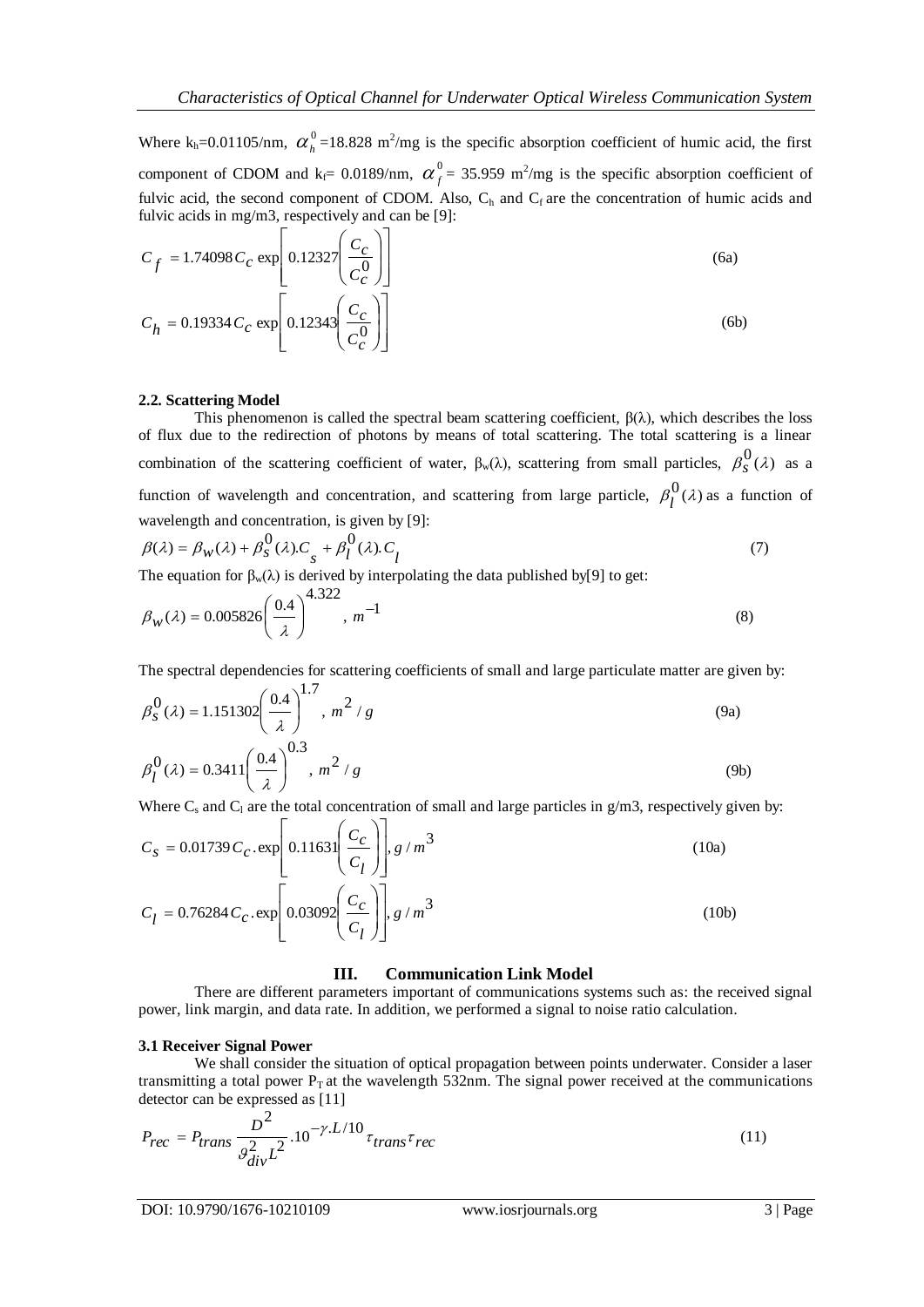Where $k_h$=0.01105/nm, $\alpha_h^0$=18.828 $m^2$/mg is the specific absorption coefficient of humic acid, the first component of CDOM and $k_f$= 0.0189/nm, $\alpha_f^0$= 35.959 $m^2$/mg is the specific absorption coefficient of fulvic acid, the second component of CDOM. Also, $C_h$ and $C_f$ are the concentration of humic acids and fulvic acids in mg/m3, respectively and can be [9]:

$$C_f = 1.74098 C_c \exp\left[0.12327\left(\frac{C_c}{C_c^0}\right)\right] \tag{6a}$$

$$C_h = 0.19334 C_c \exp\left[0.12343\left(\frac{C_c}{C_c^0}\right)\right] \tag{6b}$$

### 2.2. Scattering Model

This phenomenon is called the spectral beam scattering coefficient, $\beta(\lambda)$, which describes the loss of flux due to the redirection of photons by means of total scattering. The total scattering is a linear combination of the scattering coefficient of water, $\beta_w(\lambda)$, scattering from small particles, $\beta_s^0(\lambda)$ as a function of wavelength and concentration, and scattering from large particle, $\beta_l^0(\lambda)$ as a function of wavelength and concentration, is given by [9]:

$$\beta(\lambda) = \beta_w(\lambda) + \beta_s^0(\lambda).C_s + \beta_l^0(\lambda).C_l \tag{7}$$

The equation for $\beta_w(\lambda)$ is derived by interpolating the data published by[9] to get:

$$\beta_w(\lambda) = 0.005826\left(\frac{0.4}{\lambda}\right)^{4.322}, \ m^{-1} \tag{8}$$

The spectral dependencies for scattering coefficients of small and large particulate matter are given by:

$$\beta_s^0(\lambda) = 1.151302\left(\frac{0.4}{\lambda}\right)^{1.7}, \ m^2/g \tag{9a}$$

$$\beta_l^0(\lambda) = 0.3411\left(\frac{0.4}{\lambda}\right)^{0.3}, \ m^2/g \tag{9b}$$

Where $C_s$ and $C_l$ are the total concentration of small and large particles in g/m3, respectively given by:

$$C_s = 0.01739 C_c.\exp\left[0.11631\left(\frac{C_c}{C_l}\right)\right], g/m^3 \tag{10a}$$

$$C_l = 0.76284 C_c.\exp\left[0.03092\left(\frac{C_c}{C_l}\right)\right], g/m^3 \tag{10b}$$

## III. Communication Link Model

There are different parameters important of communications systems such as: the received signal power, link margin, and data rate. In addition, we performed a signal to noise ratio calculation.

### 3.1 Receiver Signal Power

We shall consider the situation of optical propagation between points underwater. Consider a laser transmitting a total power $P_T$ at the wavelength 532nm. The signal power received at the communications detector can be expressed as [11]

$$P_{rec} = P_{trans}\frac{D^2}{\vartheta_{div}^2 L^2}.10^{-\gamma.L/10}\tau_{trans}\tau_{rec} \tag{11}$$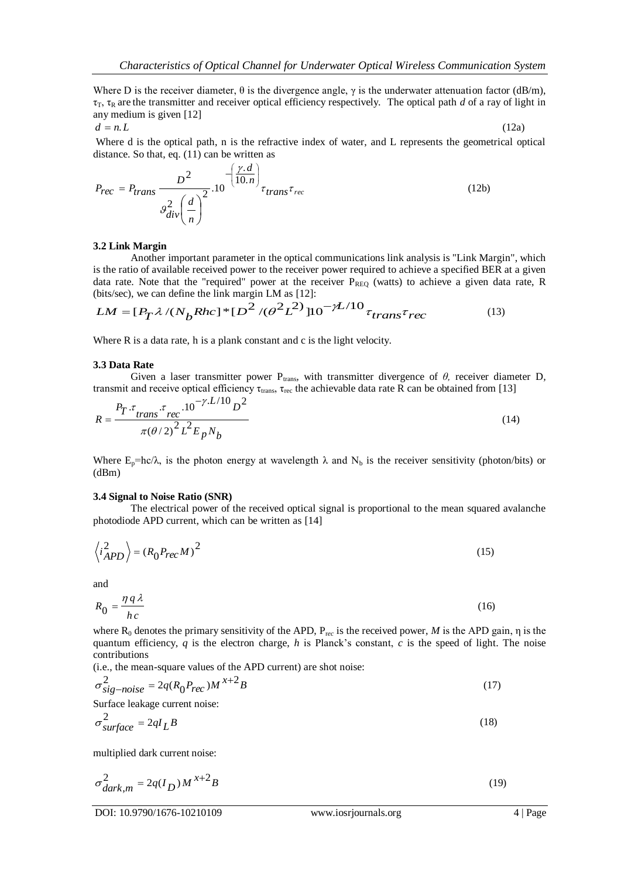Where D is the receiver diameter, θ is the divergence angle, γ is the underwater attenuation factor (dB/m), $\tau_T$, $\tau_R$ are the transmitter and receiver optical efficiency respectively. The optical path *d* of a ray of light in any medium is given [12]

$$d = n.L \tag{12a}$$

Where d is the optical path, n is the refractive index of water, and L represents the geometrical optical distance. So that, eq. (11) can be written as

$$P_{rec} = P_{trans} \frac{D^2}{\vartheta_{div}^2 \left(\frac{d}{n}\right)^2} .10^{-\left(\frac{\gamma.d}{10.n}\right)} \tau_{trans} \tau_{rec} \tag{12b}$$

### 3.2 Link Margin

Another important parameter in the optical communications link analysis is "Link Margin", which is the ratio of available received power to the receiver power required to achieve a specified BER at a given data rate. Note that the "required" power at the receiver $P_{REQ}$ (watts) to achieve a given data rate, R (bits/sec), we can define the link margin LM as [12]:

$$LM = [P_T \lambda / (N_b Rhc] * [D^2 / (\theta^2 L^2)] 10^{-\gamma L/10} \tau_{trans} \tau_{rec} \tag{13}$$

Where R is a data rate, h is a plank constant and c is the light velocity.

### 3.3 Data Rate

Given a laser transmitter power $P_{trans}$, with transmitter divergence of *θ,* receiver diameter D, transmit and receive optical efficiency $\tau_{trans}$, $\tau_{rec}$ the achievable data rate R can be obtained from [13]

$$R = \frac{P_T.\tau_{trans}.\tau_{rec}.10^{-\gamma.L/10} D^2}{\pi(\theta/2)^2 L^2 E_p N_b} \tag{14}$$

Where $E_p$=hc/λ, is the photon energy at wavelength λ and $N_b$ is the receiver sensitivity (photon/bits) or (dBm)

### 3.4 Signal to Noise Ratio (SNR)

The electrical power of the received optical signal is proportional to the mean squared avalanche photodiode APD current, which can be written as [14]

$$\left\langle i_{APD}^2 \right\rangle = (R_0 P_{rec} M)^2 \tag{15}$$

and

$$R_0 = \frac{\eta q \lambda}{hc} \tag{16}$$

where $R_0$ denotes the primary sensitivity of the APD, $P_{rec}$ is the received power, *M* is the APD gain, η is the quantum efficiency, *q* is the electron charge, *h* is Planck's constant, *c* is the speed of light. The noise contributions

(i.e., the mean-square values of the APD current) are shot noise:

$$\sigma_{sig-noise}^2 = 2q(R_0 P_{rec}) M^{x+2} B \tag{17}$$

Surface leakage current noise:

$$\sigma_{surface}^2 = 2qI_L B \tag{18}$$

multiplied dark current noise:

$$\sigma_{dark,m}^2 = 2q(I_D) M^{x+2} B \tag{19}$$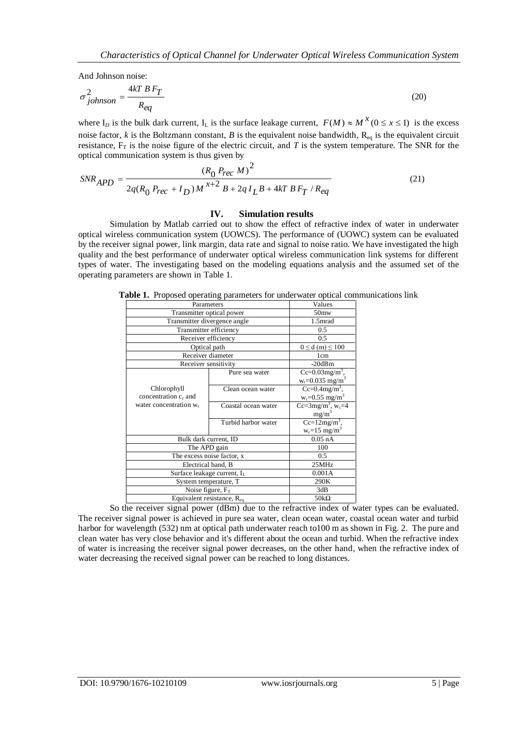And Johnson noise:

$$\sigma_{johnson}^{2} = \frac{4kT\, B\, F_T}{R_{eq}} \tag{20}$$

where $I_D$ is the bulk dark current, $I_L$ is the surface leakage current, $F(M) \approx M^{x} (0 \leq x \leq 1)$ is the excess noise factor, $k$ is the Boltzmann constant, $B$ is the equivalent noise bandwidth, $R_{eq}$ is the equivalent circuit resistance, $F_T$ is the noise figure of the electric circuit, and $T$ is the system temperature. The SNR for the optical communication system is thus given by

$$SNR_{APD} = \frac{(R_0\, P_{rec}\, M)^2}{2q(R_0\, P_{rec} + I_D)\, M^{x+2}\, B + 2q\, I_L\, B + 4kT\, B\, F_T / R_{eq}} \tag{21}$$

## IV. Simulation results

Simulation by Matlab carried out to show the effect of refractive index of water in underwater optical wireless communication system (UOWCS). The performance of (UOWC) system can be evaluated by the receiver signal power, link margin, data rate and signal to noise ratio. We have investigated the high quality and the best performance of underwater optical wireless communication link systems for different types of water. The investigating based on the modeling equations analysis and the assumed set of the operating parameters are shown in Table 1.

**Table 1.** Proposed operating parameters for underwater optical communications link

| Parameters | | Values |
|---|---|---|
| Transmitter optical power | | 50mw |
| Transmitter divergence angle | | 1.5mrad |
| Transmitter efficiency | | 0.5 |
| Receiver efficiency | | 0.5 |
| Optical path | | $0 \leq$ d (m) $\leq 100$ |
| Receiver diameter | | 1cm |
| Receiver sensitivity | | -20dBm |
| Chlorophyll concentration $c_c$ and water concentration $w_c$ | Pure sea water | Cc=0.03mg/m$^3$, $w_c$=0.035 mg/m$^3$ |
| | Clean ocean water | Cc=0.4mg/m$^3$, $w_c$=0.55 mg/m$^3$ |
| | Coastal ocean water | Cc=3mg/m$^3$, $w_c$=4 mg/m$^3$ |
| | Turbid harbor water | Cc=12mg/m$^3$, $w_c$=15 mg/m$^3$ |
| Bulk dark current, ID | | 0.05 nA |
| The APD gain | | 100 |
| The excess noise factor, x | | 0.5 |
| Electrical band, B | | 25MHz |
| Surface leakage current, $I_L$ | | 0.001A |
| System temperature, T | | 290K |
| Noise figure, $F_T$ | | 3dB |
| Equivalent resistance, $R_{eq}$ | | 50kΩ |

So the receiver signal power (dBm) due to the refractive index of water types can be evaluated. The receiver signal power is achieved in pure sea water, clean ocean water, coastal ocean water and turbid harbor for wavelength (532) nm at optical path underwater reach to100 m as shown in Fig. 2. The pure and clean water has very close behavior and it's different about the ocean and turbid. When the refractive index of water is increasing the receiver signal power decreases, on the other hand, when the refractive index of water decreasing the received signal power can be reached to long distances.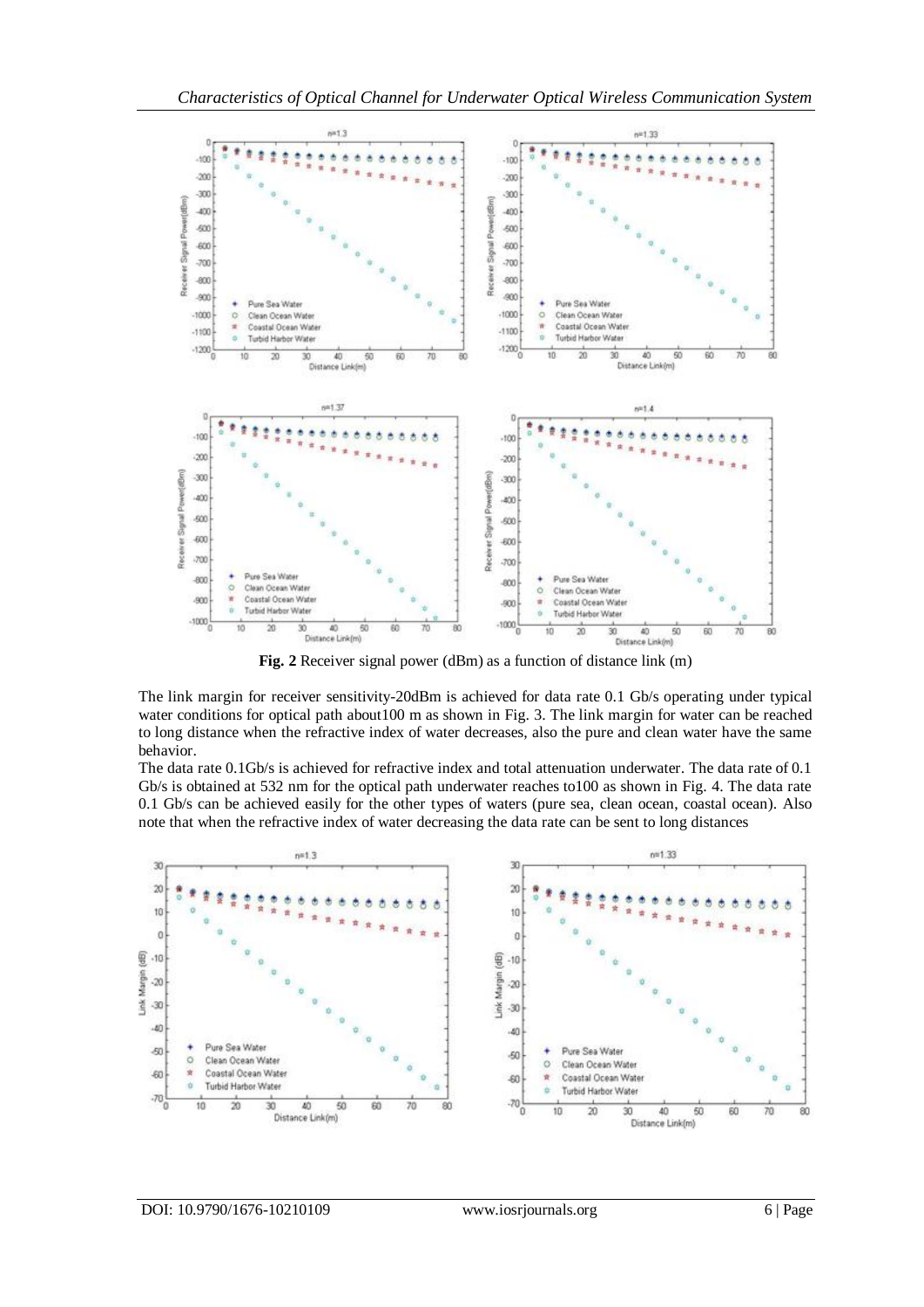**Fig. 2** Receiver signal power (dBm) as a function of distance link (m)

The link margin for receiver sensitivity-20dBm is achieved for data rate 0.1 Gb/s operating under typical water conditions for optical path about100 m as shown in Fig. 3. The link margin for water can be reached to long distance when the refractive index of water decreases, also the pure and clean water have the same behavior.

The data rate 0.1Gb/s is achieved for refractive index and total attenuation underwater. The data rate of 0.1 Gb/s is obtained at 532 nm for the optical path underwater reaches to100 as shown in Fig. 4. The data rate 0.1 Gb/s can be achieved easily for the other types of waters (pure sea, clean ocean, coastal ocean). Also note that when the refractive index of water decreasing the data rate can be sent to long distances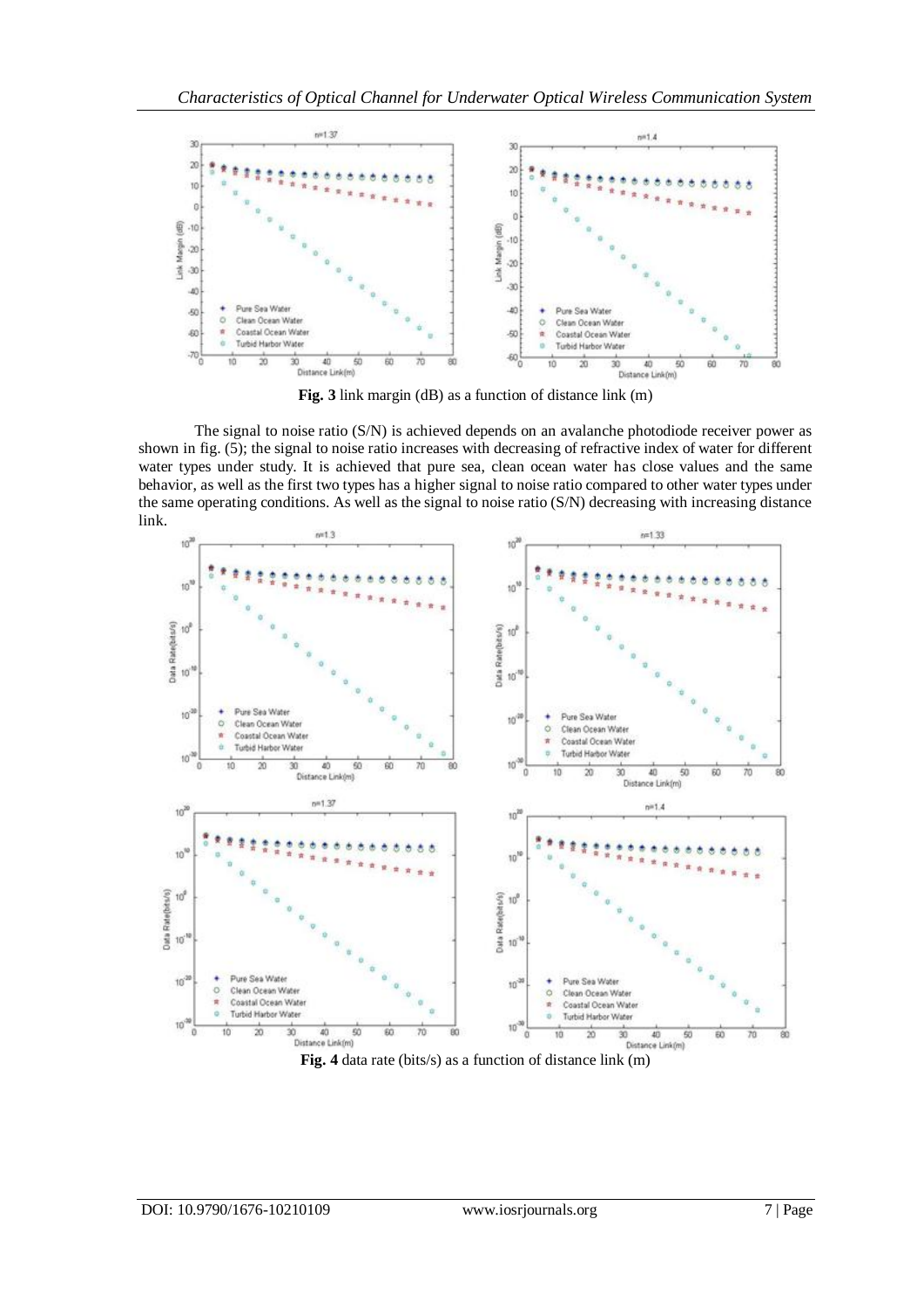**Fig. 3** link margin (dB) as a function of distance link (m)

The signal to noise ratio (S/N) is achieved depends on an avalanche photodiode receiver power as shown in fig. (5); the signal to noise ratio increases with decreasing of refractive index of water for different water types under study. It is achieved that pure sea, clean ocean water has close values and the same behavior, as well as the first two types has a higher signal to noise ratio compared to other water types under the same operating conditions. As well as the signal to noise ratio (S/N) decreasing with increasing distance link.

**Fig. 4** data rate (bits/s) as a function of distance link (m)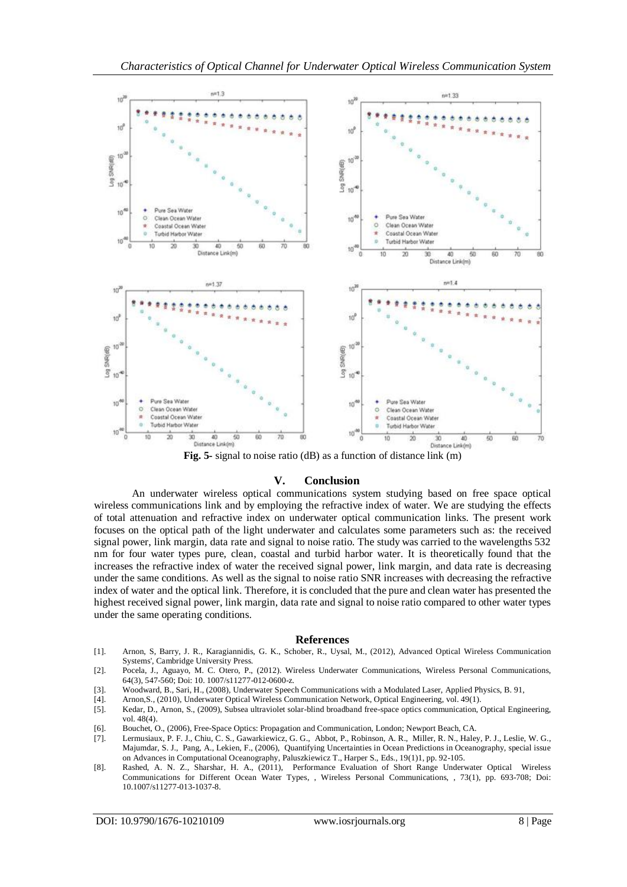**Fig. 5-** signal to noise ratio (dB) as a function of distance link (m)

## V. Conclusion

An underwater wireless optical communications system studying based on free space optical wireless communications link and by employing the refractive index of water. We are studying the effects of total attenuation and refractive index on underwater optical communication links. The present work focuses on the optical path of the light underwater and calculates some parameters such as: the received signal power, link margin, data rate and signal to noise ratio. The study was carried to the wavelengths 532 nm for four water types pure, clean, coastal and turbid harbor water. It is theoretically found that the increases the refractive index of water the received signal power, link margin, and data rate is decreasing under the same conditions. As well as the signal to noise ratio SNR increases with decreasing the refractive index of water and the optical link. Therefore, it is concluded that the pure and clean water has presented the highest received signal power, link margin, data rate and signal to noise ratio compared to other water types under the same operating conditions.

## References

[1]. Arnon, S, Barry, J. R., Karagiannidis, G. K., Schober, R., Uysal, M., (2012), Advanced Optical Wireless Communication Systems', Cambridge University Press.

[2]. Pocela, J., Aguayo, M. C. Otero, P., (2012). Wireless Underwater Communications, Wireless Personal Communications, 64(3), 547-560; Doi: 10. 1007/s11277-012-0600-z.

[3]. Woodward, B., Sari, H., (2008), Underwater Speech Communications with a Modulated Laser, Applied Physics, B. 91,

[4]. Arnon,S., (2010), Underwater Optical Wireless Communication Network, Optical Engineering, vol. 49(1).

[5]. Kedar, D., Arnon, S., (2009), Subsea ultraviolet solar-blind broadband free-space optics communication, Optical Engineering, vol. 48(4).

[6]. Bouchet, O., (2006), Free-Space Optics: Propagation and Communication, London; Newport Beach, CA.

[7]. Lermusiaux, P. F. J., Chiu, C. S., Gawarkiewicz, G. G., Abbot, P., Robinson, A. R., Miller, R. N., Haley, P. J., Leslie, W. G., Majumdar, S. J., Pang, A., Lekien, F., (2006), Quantifying Uncertainties in Ocean Predictions in Oceanography, special issue on Advances in Computational Oceanography, Paluszkiewicz T., Harper S., Eds., 19(1)1, pp. 92-105.

[8]. Rashed, A. N. Z., Sharshar, H. A., (2011), Performance Evaluation of Short Range Underwater Optical Wireless Communications for Different Ocean Water Types, , Wireless Personal Communications, , 73(1), pp. 693-708; Doi: 10.1007/s11277-013-1037-8.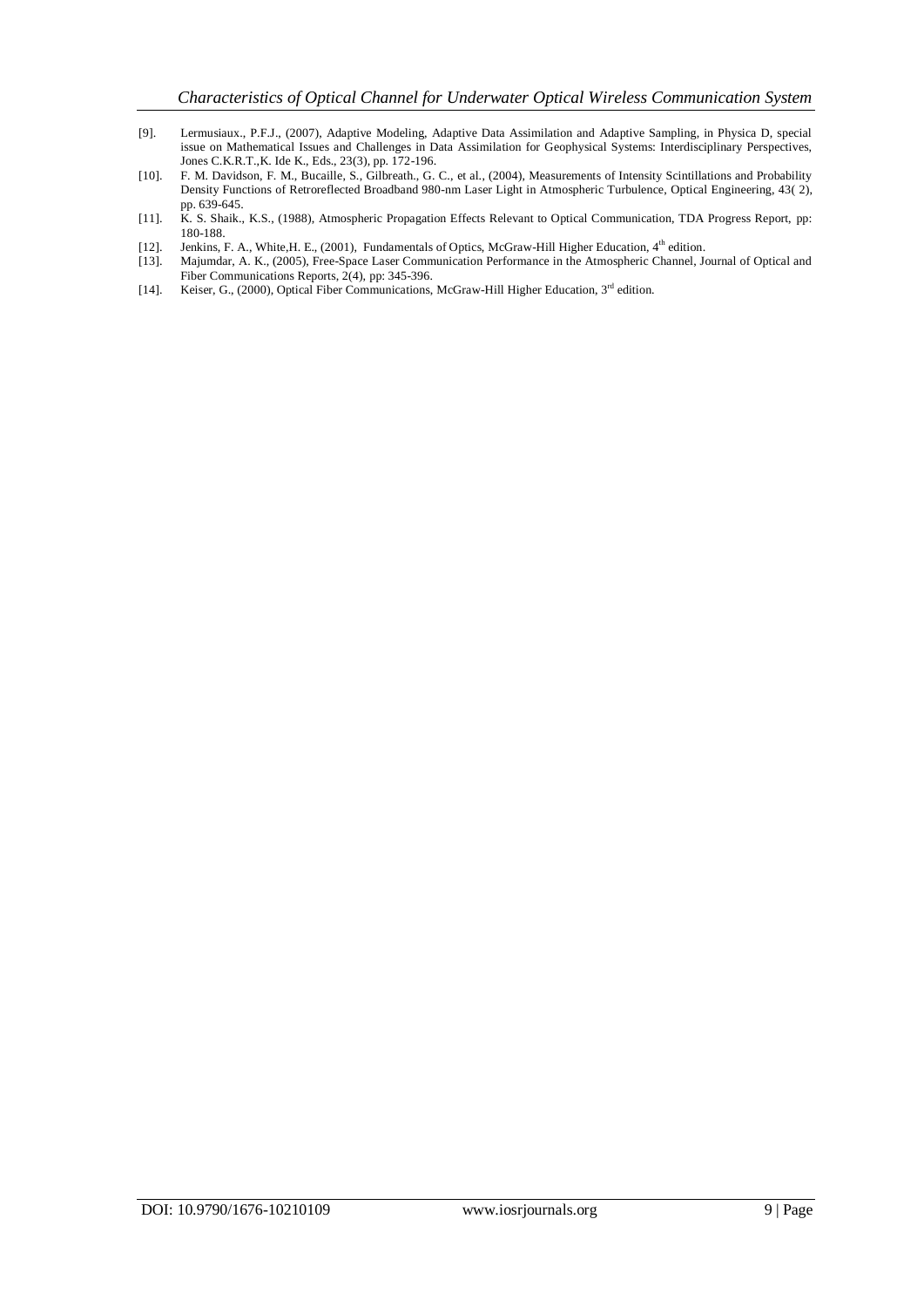[9]. Lermusiaux., P.F.J., (2007), Adaptive Modeling, Adaptive Data Assimilation and Adaptive Sampling, in Physica D, special issue on Mathematical Issues and Challenges in Data Assimilation for Geophysical Systems: Interdisciplinary Perspectives, Jones C.K.R.T.,K. Ide K., Eds., 23(3), pp. 172-196.

[10]. F. M. Davidson, F. M., Bucaille, S., Gilbreath., G. C., et al., (2004), Measurements of Intensity Scintillations and Probability Density Functions of Retroreflected Broadband 980-nm Laser Light in Atmospheric Turbulence, Optical Engineering, 43( 2), pp. 639-645.

[11]. K. S. Shaik., K.S., (1988), Atmospheric Propagation Effects Relevant to Optical Communication, TDA Progress Report, pp: 180-188.

[12]. Jenkins, F. A., White,H. E., (2001), Fundamentals of Optics, McGraw-Hill Higher Education, 4th edition.

[13]. Majumdar, A. K., (2005), Free-Space Laser Communication Performance in the Atmospheric Channel, Journal of Optical and Fiber Communications Reports, 2(4), pp: 345-396.

[14]. Keiser, G., (2000), Optical Fiber Communications, McGraw-Hill Higher Education, 3rd edition.